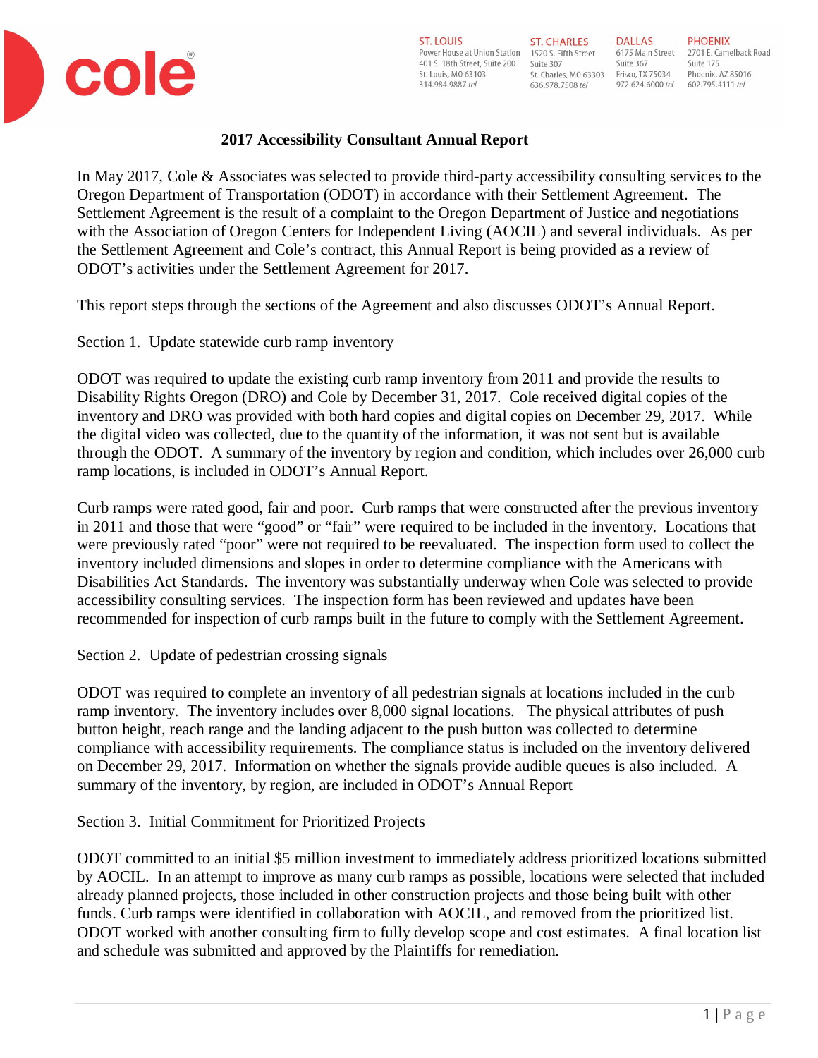cole®

ST. LOUIS
Power House at Union Station
401 S. 18th Street, Suite 200
St. Louis, MO 63103
314.984.9887 *tel*

ST. CHARLES
1520 S. Fifth Street
Suite 307
St. Charles, MO 63303
636.978.7508 *tel*

DALLAS
6175 Main Street
Suite 367
Frisco, TX 75034
972.624.6000 *tel*

PHOENIX
2701 E. Camelback Road
Suite 175
Phoenix, AZ 85016
602.795.4111 *tel*

# 2017 Accessibility Consultant Annual Report

In May 2017, Cole & Associates was selected to provide third-party accessibility consulting services to the Oregon Department of Transportation (ODOT) in accordance with their Settlement Agreement. The Settlement Agreement is the result of a complaint to the Oregon Department of Justice and negotiations with the Association of Oregon Centers for Independent Living (AOCIL) and several individuals. As per the Settlement Agreement and Cole's contract, this Annual Report is being provided as a review of ODOT's activities under the Settlement Agreement for 2017.

This report steps through the sections of the Agreement and also discusses ODOT's Annual Report.

## Section 1. Update statewide curb ramp inventory

ODOT was required to update the existing curb ramp inventory from 2011 and provide the results to Disability Rights Oregon (DRO) and Cole by December 31, 2017. Cole received digital copies of the inventory and DRO was provided with both hard copies and digital copies on December 29, 2017. While the digital video was collected, due to the quantity of the information, it was not sent but is available through the ODOT. A summary of the inventory by region and condition, which includes over 26,000 curb ramp locations, is included in ODOT's Annual Report.

Curb ramps were rated good, fair and poor. Curb ramps that were constructed after the previous inventory in 2011 and those that were "good" or "fair" were required to be included in the inventory. Locations that were previously rated "poor" were not required to be reevaluated. The inspection form used to collect the inventory included dimensions and slopes in order to determine compliance with the Americans with Disabilities Act Standards. The inventory was substantially underway when Cole was selected to provide accessibility consulting services. The inspection form has been reviewed and updates have been recommended for inspection of curb ramps built in the future to comply with the Settlement Agreement.

## Section 2. Update of pedestrian crossing signals

ODOT was required to complete an inventory of all pedestrian signals at locations included in the curb ramp inventory. The inventory includes over 8,000 signal locations. The physical attributes of push button height, reach range and the landing adjacent to the push button was collected to determine compliance with accessibility requirements. The compliance status is included on the inventory delivered on December 29, 2017. Information on whether the signals provide audible queues is also included. A summary of the inventory, by region, are included in ODOT's Annual Report

## Section 3. Initial Commitment for Prioritized Projects

ODOT committed to an initial $5 million investment to immediately address prioritized locations submitted by AOCIL. In an attempt to improve as many curb ramps as possible, locations were selected that included already planned projects, those included in other construction projects and those being built with other funds. Curb ramps were identified in collaboration with AOCIL, and removed from the prioritized list. ODOT worked with another consulting firm to fully develop scope and cost estimates. A final location list and schedule was submitted and approved by the Plaintiffs for remediation.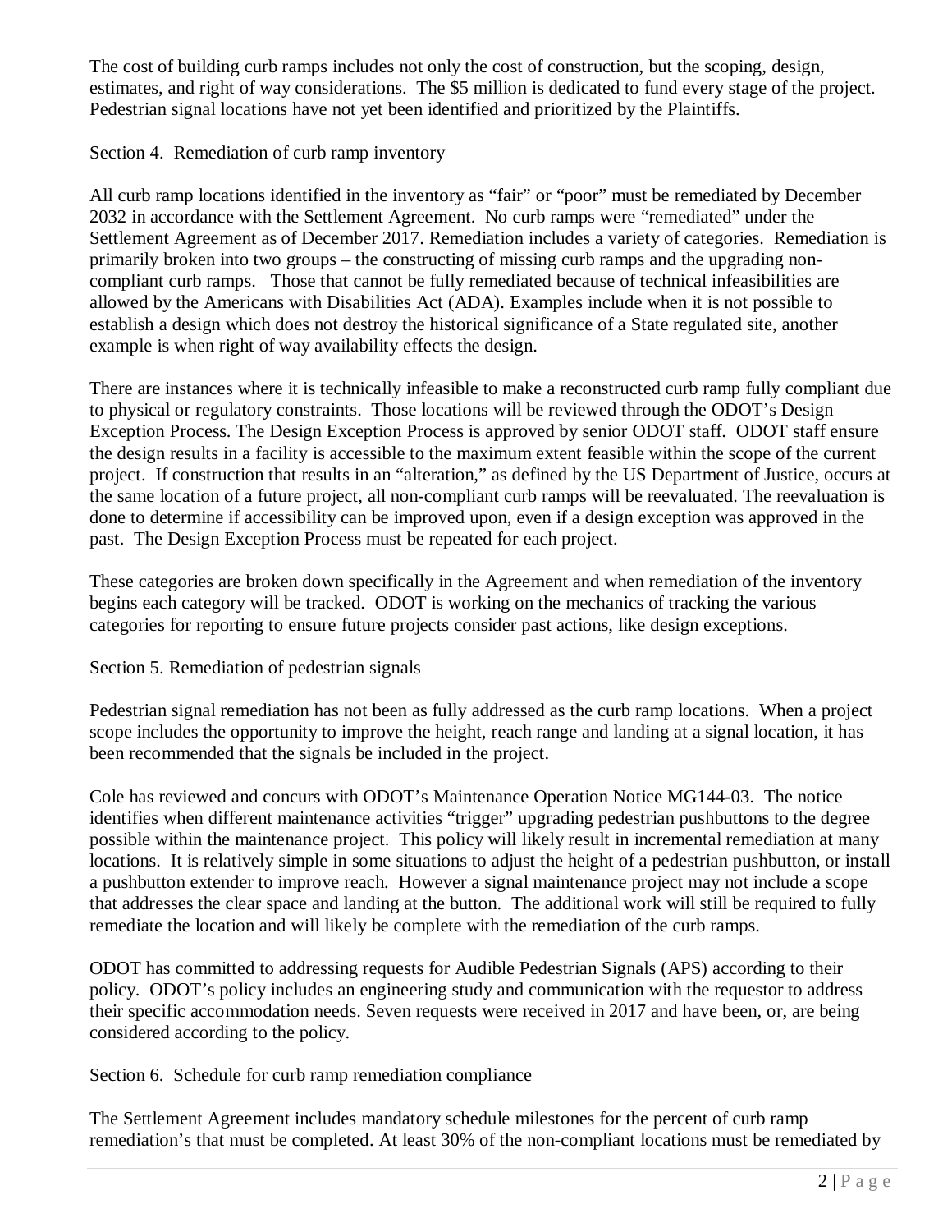The cost of building curb ramps includes not only the cost of construction, but the scoping, design, estimates, and right of way considerations. The $5 million is dedicated to fund every stage of the project. Pedestrian signal locations have not yet been identified and prioritized by the Plaintiffs.

Section 4. Remediation of curb ramp inventory

All curb ramp locations identified in the inventory as "fair" or "poor" must be remediated by December 2032 in accordance with the Settlement Agreement. No curb ramps were "remediated" under the Settlement Agreement as of December 2017. Remediation includes a variety of categories. Remediation is primarily broken into two groups – the constructing of missing curb ramps and the upgrading non-compliant curb ramps. Those that cannot be fully remediated because of technical infeasibilities are allowed by the Americans with Disabilities Act (ADA). Examples include when it is not possible to establish a design which does not destroy the historical significance of a State regulated site, another example is when right of way availability effects the design.

There are instances where it is technically infeasible to make a reconstructed curb ramp fully compliant due to physical or regulatory constraints. Those locations will be reviewed through the ODOT's Design Exception Process. The Design Exception Process is approved by senior ODOT staff. ODOT staff ensure the design results in a facility is accessible to the maximum extent feasible within the scope of the current project. If construction that results in an "alteration," as defined by the US Department of Justice, occurs at the same location of a future project, all non-compliant curb ramps will be reevaluated. The reevaluation is done to determine if accessibility can be improved upon, even if a design exception was approved in the past. The Design Exception Process must be repeated for each project.

These categories are broken down specifically in the Agreement and when remediation of the inventory begins each category will be tracked. ODOT is working on the mechanics of tracking the various categories for reporting to ensure future projects consider past actions, like design exceptions.

Section 5. Remediation of pedestrian signals

Pedestrian signal remediation has not been as fully addressed as the curb ramp locations. When a project scope includes the opportunity to improve the height, reach range and landing at a signal location, it has been recommended that the signals be included in the project.

Cole has reviewed and concurs with ODOT's Maintenance Operation Notice MG144-03. The notice identifies when different maintenance activities "trigger" upgrading pedestrian pushbuttons to the degree possible within the maintenance project. This policy will likely result in incremental remediation at many locations. It is relatively simple in some situations to adjust the height of a pedestrian pushbutton, or install a pushbutton extender to improve reach. However a signal maintenance project may not include a scope that addresses the clear space and landing at the button. The additional work will still be required to fully remediate the location and will likely be complete with the remediation of the curb ramps.

ODOT has committed to addressing requests for Audible Pedestrian Signals (APS) according to their policy. ODOT's policy includes an engineering study and communication with the requestor to address their specific accommodation needs. Seven requests were received in 2017 and have been, or, are being considered according to the policy.

Section 6. Schedule for curb ramp remediation compliance

The Settlement Agreement includes mandatory schedule milestones for the percent of curb ramp remediation's that must be completed. At least 30% of the non-compliant locations must be remediated by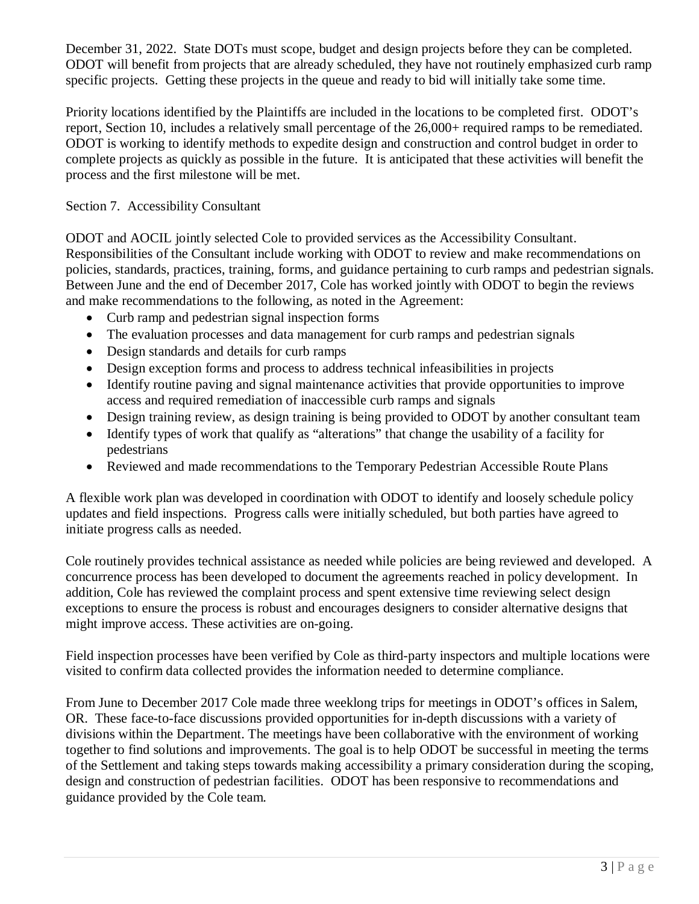December 31, 2022. State DOTs must scope, budget and design projects before they can be completed. ODOT will benefit from projects that are already scheduled, they have not routinely emphasized curb ramp specific projects. Getting these projects in the queue and ready to bid will initially take some time.

Priority locations identified by the Plaintiffs are included in the locations to be completed first. ODOT's report, Section 10, includes a relatively small percentage of the 26,000+ required ramps to be remediated. ODOT is working to identify methods to expedite design and construction and control budget in order to complete projects as quickly as possible in the future. It is anticipated that these activities will benefit the process and the first milestone will be met.

Section 7. Accessibility Consultant

ODOT and AOCIL jointly selected Cole to provided services as the Accessibility Consultant. Responsibilities of the Consultant include working with ODOT to review and make recommendations on policies, standards, practices, training, forms, and guidance pertaining to curb ramps and pedestrian signals. Between June and the end of December 2017, Cole has worked jointly with ODOT to begin the reviews and make recommendations to the following, as noted in the Agreement:

- Curb ramp and pedestrian signal inspection forms
- The evaluation processes and data management for curb ramps and pedestrian signals
- Design standards and details for curb ramps
- Design exception forms and process to address technical infeasibilities in projects
- Identify routine paving and signal maintenance activities that provide opportunities to improve access and required remediation of inaccessible curb ramps and signals
- Design training review, as design training is being provided to ODOT by another consultant team
- Identify types of work that qualify as "alterations" that change the usability of a facility for pedestrians
- Reviewed and made recommendations to the Temporary Pedestrian Accessible Route Plans

A flexible work plan was developed in coordination with ODOT to identify and loosely schedule policy updates and field inspections. Progress calls were initially scheduled, but both parties have agreed to initiate progress calls as needed.

Cole routinely provides technical assistance as needed while policies are being reviewed and developed. A concurrence process has been developed to document the agreements reached in policy development. In addition, Cole has reviewed the complaint process and spent extensive time reviewing select design exceptions to ensure the process is robust and encourages designers to consider alternative designs that might improve access. These activities are on-going.

Field inspection processes have been verified by Cole as third-party inspectors and multiple locations were visited to confirm data collected provides the information needed to determine compliance.

From June to December 2017 Cole made three weeklong trips for meetings in ODOT's offices in Salem, OR. These face-to-face discussions provided opportunities for in-depth discussions with a variety of divisions within the Department. The meetings have been collaborative with the environment of working together to find solutions and improvements. The goal is to help ODOT be successful in meeting the terms of the Settlement and taking steps towards making accessibility a primary consideration during the scoping, design and construction of pedestrian facilities. ODOT has been responsive to recommendations and guidance provided by the Cole team.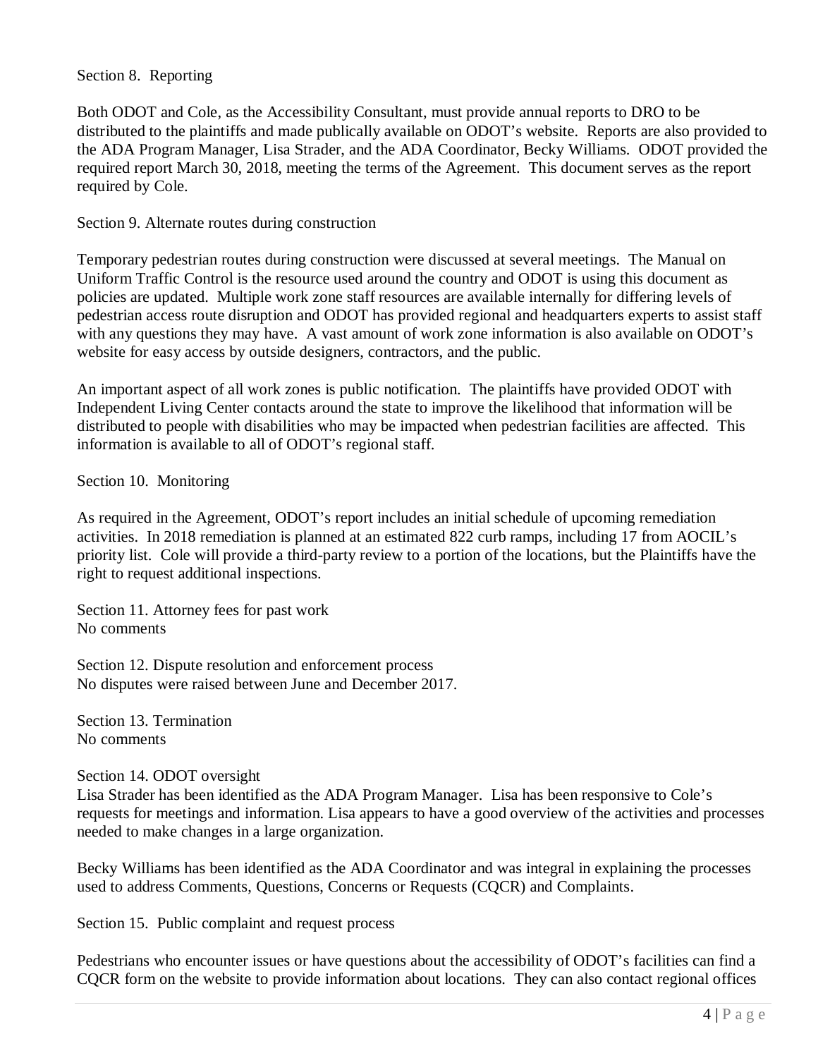Section 8. Reporting

Both ODOT and Cole, as the Accessibility Consultant, must provide annual reports to DRO to be distributed to the plaintiffs and made publically available on ODOT's website. Reports are also provided to the ADA Program Manager, Lisa Strader, and the ADA Coordinator, Becky Williams. ODOT provided the required report March 30, 2018, meeting the terms of the Agreement. This document serves as the report required by Cole.

Section 9. Alternate routes during construction

Temporary pedestrian routes during construction were discussed at several meetings. The Manual on Uniform Traffic Control is the resource used around the country and ODOT is using this document as policies are updated. Multiple work zone staff resources are available internally for differing levels of pedestrian access route disruption and ODOT has provided regional and headquarters experts to assist staff with any questions they may have. A vast amount of work zone information is also available on ODOT's website for easy access by outside designers, contractors, and the public.

An important aspect of all work zones is public notification. The plaintiffs have provided ODOT with Independent Living Center contacts around the state to improve the likelihood that information will be distributed to people with disabilities who may be impacted when pedestrian facilities are affected. This information is available to all of ODOT's regional staff.

Section 10. Monitoring

As required in the Agreement, ODOT's report includes an initial schedule of upcoming remediation activities. In 2018 remediation is planned at an estimated 822 curb ramps, including 17 from AOCIL's priority list. Cole will provide a third-party review to a portion of the locations, but the Plaintiffs have the right to request additional inspections.

Section 11. Attorney fees for past work
No comments

Section 12. Dispute resolution and enforcement process
No disputes were raised between June and December 2017.

Section 13. Termination
No comments

Section 14. ODOT oversight
Lisa Strader has been identified as the ADA Program Manager. Lisa has been responsive to Cole's requests for meetings and information. Lisa appears to have a good overview of the activities and processes needed to make changes in a large organization.

Becky Williams has been identified as the ADA Coordinator and was integral in explaining the processes used to address Comments, Questions, Concerns or Requests (CQCR) and Complaints.

Section 15. Public complaint and request process

Pedestrians who encounter issues or have questions about the accessibility of ODOT's facilities can find a CQCR form on the website to provide information about locations. They can also contact regional offices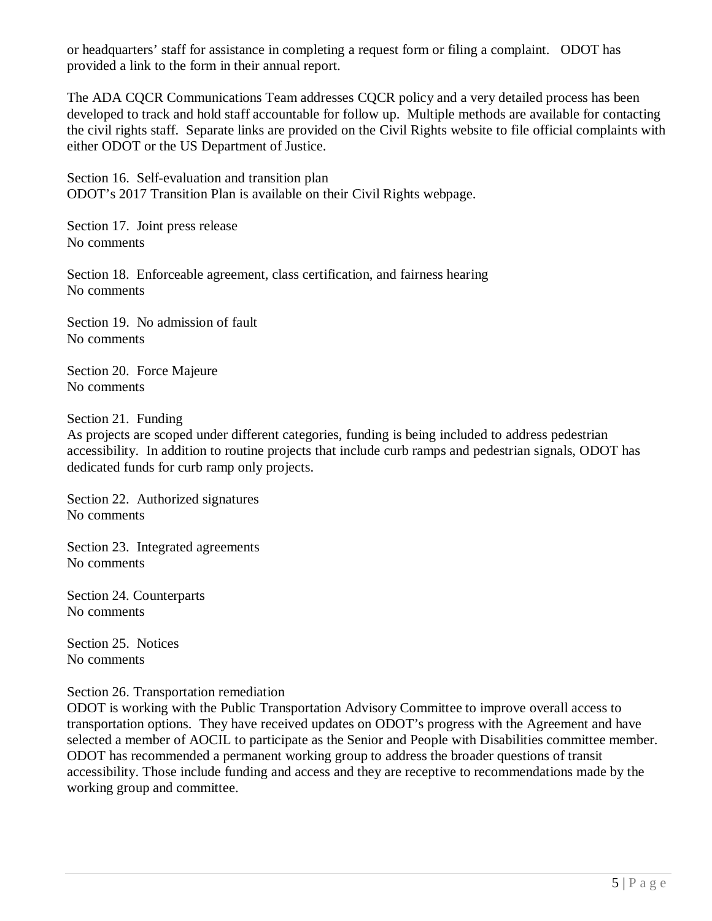or headquarters' staff for assistance in completing a request form or filing a complaint. ODOT has provided a link to the form in their annual report.

The ADA CQCR Communications Team addresses CQCR policy and a very detailed process has been developed to track and hold staff accountable for follow up. Multiple methods are available for contacting the civil rights staff. Separate links are provided on the Civil Rights website to file official complaints with either ODOT or the US Department of Justice.

Section 16. Self-evaluation and transition plan
ODOT's 2017 Transition Plan is available on their Civil Rights webpage.

Section 17. Joint press release
No comments

Section 18. Enforceable agreement, class certification, and fairness hearing
No comments

Section 19. No admission of fault
No comments

Section 20. Force Majeure
No comments

Section 21. Funding
As projects are scoped under different categories, funding is being included to address pedestrian accessibility. In addition to routine projects that include curb ramps and pedestrian signals, ODOT has dedicated funds for curb ramp only projects.

Section 22. Authorized signatures
No comments

Section 23. Integrated agreements
No comments

Section 24. Counterparts
No comments

Section 25. Notices
No comments

Section 26. Transportation remediation
ODOT is working with the Public Transportation Advisory Committee to improve overall access to transportation options. They have received updates on ODOT's progress with the Agreement and have selected a member of AOCIL to participate as the Senior and People with Disabilities committee member. ODOT has recommended a permanent working group to address the broader questions of transit accessibility. Those include funding and access and they are receptive to recommendations made by the working group and committee.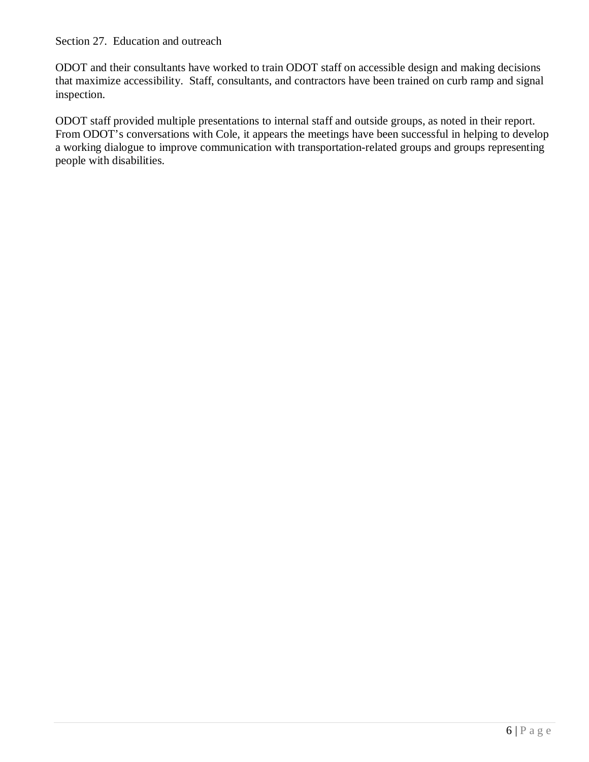Section 27. Education and outreach

ODOT and their consultants have worked to train ODOT staff on accessible design and making decisions that maximize accessibility. Staff, consultants, and contractors have been trained on curb ramp and signal inspection.

ODOT staff provided multiple presentations to internal staff and outside groups, as noted in their report. From ODOT's conversations with Cole, it appears the meetings have been successful in helping to develop a working dialogue to improve communication with transportation-related groups and groups representing people with disabilities.